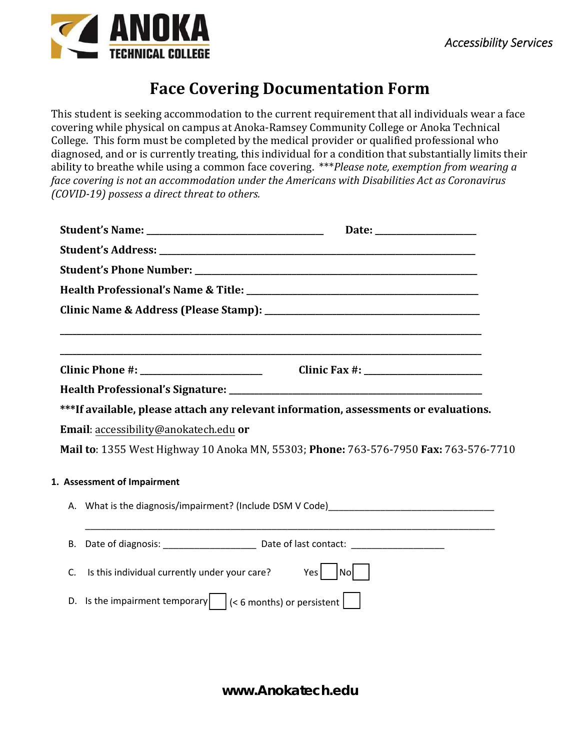ANOKA TECHNICAL COLLEGE

*Accessibility Services*

# Face Covering Documentation Form

This student is seeking accommodation to the current requirement that all individuals wear a face covering while physical on campus at Anoka-Ramsey Community College or Anoka Technical College. This form must be completed by the medical provider or qualified professional who diagnosed, and or is currently treating, this individual for a condition that substantially limits their ability to breathe while using a common face covering. ****Please note, exemption from wearing a face covering is not an accommodation under the Americans with Disabilities Act as Coronavirus (COVID-19) possess a direct threat to others.*

**Student's Name:** ___________________________________ **Date:** ____________________

**Student's Address:** ______________________________________________________________

**Student's Phone Number:** __________________________________________________________

**Health Professional's Name & Title:** _______________________________________________

**Clinic Name & Address (Please Stamp):** _____________________________________________

_______________________________________________________________________________

_______________________________________________________________________________

**Clinic Phone #:** ________________________ **Clinic Fax #:** ________________________

**Health Professional's Signature:** _________________________________________________

**\*\*\*If available, please attach any relevant information, assessments or evaluations.**

**Email**: accessibility@anokatech.edu **or**

**Mail to**: 1355 West Highway 10 Anoka MN, 55303; **Phone:** 763-576-7950 **Fax:** 763-576-7710

**1. Assessment of Impairment**

A. What is the diagnosis/impairment? (Include DSM V Code)________________________________

_______________________________________________________________________________

B. Date of diagnosis: __________________ Date of last contact: __________________

C. Is this individual currently under your care? Yes ☐ No ☐

D. Is the impairment temporary ☐ (< 6 months) or persistent ☐

www.Anokatech.edu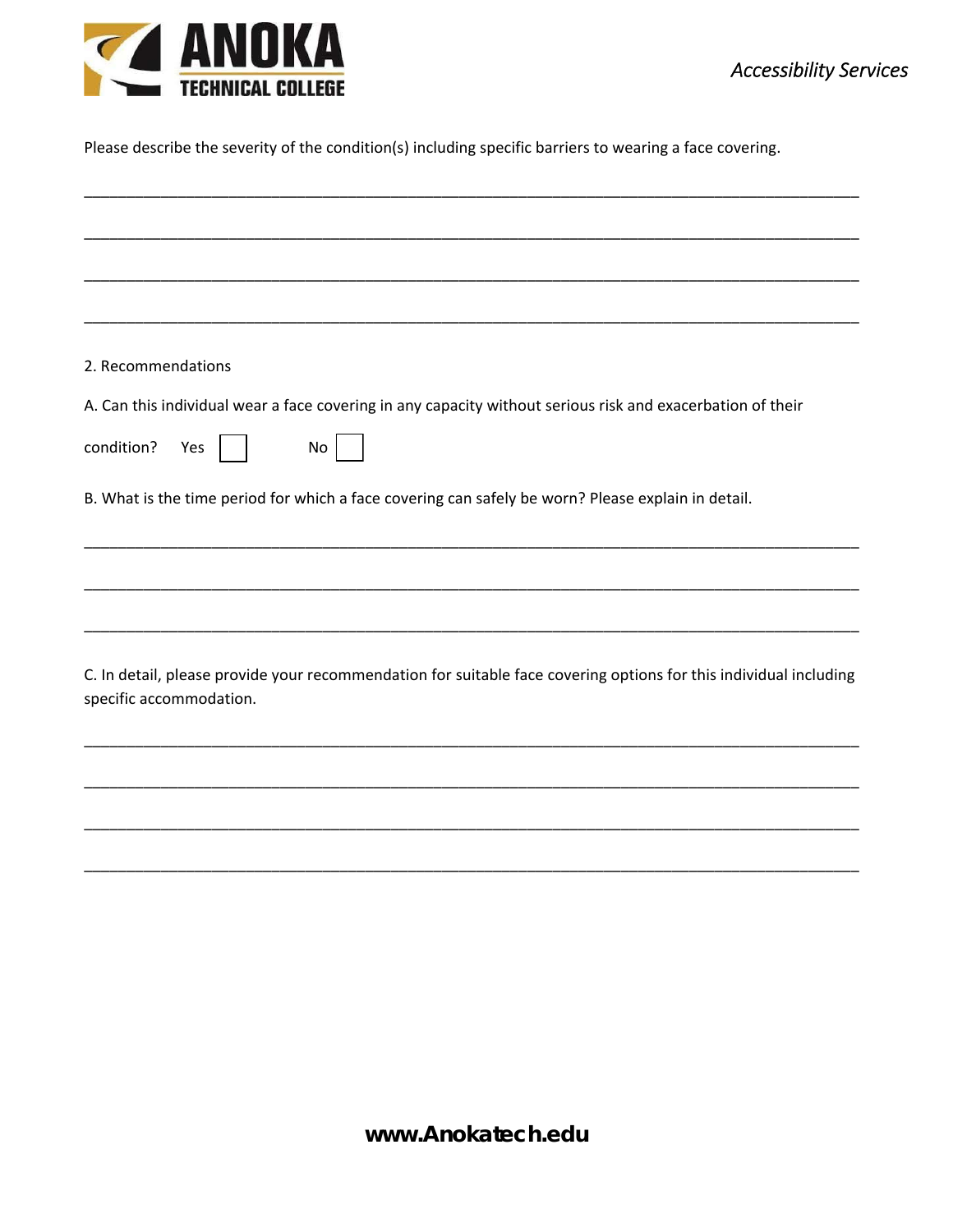Please describe the severity of the condition(s) including specific barriers to wearing a face covering.

\_\_\_\_\_\_\_\_\_\_\_\_\_\_\_\_\_\_\_\_\_\_\_\_\_\_\_\_\_\_\_\_\_\_\_\_\_\_\_\_\_\_\_\_\_\_\_\_\_\_\_\_\_\_\_\_\_\_\_\_\_\_\_\_\_\_\_\_\_\_\_\_\_\_\_\_\_\_\_\_

\_\_\_\_\_\_\_\_\_\_\_\_\_\_\_\_\_\_\_\_\_\_\_\_\_\_\_\_\_\_\_\_\_\_\_\_\_\_\_\_\_\_\_\_\_\_\_\_\_\_\_\_\_\_\_\_\_\_\_\_\_\_\_\_\_\_\_\_\_\_\_\_\_\_\_\_\_\_\_\_

\_\_\_\_\_\_\_\_\_\_\_\_\_\_\_\_\_\_\_\_\_\_\_\_\_\_\_\_\_\_\_\_\_\_\_\_\_\_\_\_\_\_\_\_\_\_\_\_\_\_\_\_\_\_\_\_\_\_\_\_\_\_\_\_\_\_\_\_\_\_\_\_\_\_\_\_\_\_\_\_

\_\_\_\_\_\_\_\_\_\_\_\_\_\_\_\_\_\_\_\_\_\_\_\_\_\_\_\_\_\_\_\_\_\_\_\_\_\_\_\_\_\_\_\_\_\_\_\_\_\_\_\_\_\_\_\_\_\_\_\_\_\_\_\_\_\_\_\_\_\_\_\_\_\_\_\_\_\_\_\_

2. Recommendations

A. Can this individual wear a face covering in any capacity without serious risk and exacerbation of their condition? Yes ☐ No ☐

B. What is the time period for which a face covering can safely be worn? Please explain in detail.

\_\_\_\_\_\_\_\_\_\_\_\_\_\_\_\_\_\_\_\_\_\_\_\_\_\_\_\_\_\_\_\_\_\_\_\_\_\_\_\_\_\_\_\_\_\_\_\_\_\_\_\_\_\_\_\_\_\_\_\_\_\_\_\_\_\_\_\_\_\_\_\_\_\_\_\_\_\_\_\_

\_\_\_\_\_\_\_\_\_\_\_\_\_\_\_\_\_\_\_\_\_\_\_\_\_\_\_\_\_\_\_\_\_\_\_\_\_\_\_\_\_\_\_\_\_\_\_\_\_\_\_\_\_\_\_\_\_\_\_\_\_\_\_\_\_\_\_\_\_\_\_\_\_\_\_\_\_\_\_\_

\_\_\_\_\_\_\_\_\_\_\_\_\_\_\_\_\_\_\_\_\_\_\_\_\_\_\_\_\_\_\_\_\_\_\_\_\_\_\_\_\_\_\_\_\_\_\_\_\_\_\_\_\_\_\_\_\_\_\_\_\_\_\_\_\_\_\_\_\_\_\_\_\_\_\_\_\_\_\_\_

C. In detail, please provide your recommendation for suitable face covering options for this individual including specific accommodation.

\_\_\_\_\_\_\_\_\_\_\_\_\_\_\_\_\_\_\_\_\_\_\_\_\_\_\_\_\_\_\_\_\_\_\_\_\_\_\_\_\_\_\_\_\_\_\_\_\_\_\_\_\_\_\_\_\_\_\_\_\_\_\_\_\_\_\_\_\_\_\_\_\_\_\_\_\_\_\_\_

\_\_\_\_\_\_\_\_\_\_\_\_\_\_\_\_\_\_\_\_\_\_\_\_\_\_\_\_\_\_\_\_\_\_\_\_\_\_\_\_\_\_\_\_\_\_\_\_\_\_\_\_\_\_\_\_\_\_\_\_\_\_\_\_\_\_\_\_\_\_\_\_\_\_\_\_\_\_\_\_

\_\_\_\_\_\_\_\_\_\_\_\_\_\_\_\_\_\_\_\_\_\_\_\_\_\_\_\_\_\_\_\_\_\_\_\_\_\_\_\_\_\_\_\_\_\_\_\_\_\_\_\_\_\_\_\_\_\_\_\_\_\_\_\_\_\_\_\_\_\_\_\_\_\_\_\_\_\_\_\_

\_\_\_\_\_\_\_\_\_\_\_\_\_\_\_\_\_\_\_\_\_\_\_\_\_\_\_\_\_\_\_\_\_\_\_\_\_\_\_\_\_\_\_\_\_\_\_\_\_\_\_\_\_\_\_\_\_\_\_\_\_\_\_\_\_\_\_\_\_\_\_\_\_\_\_\_\_\_\_\_